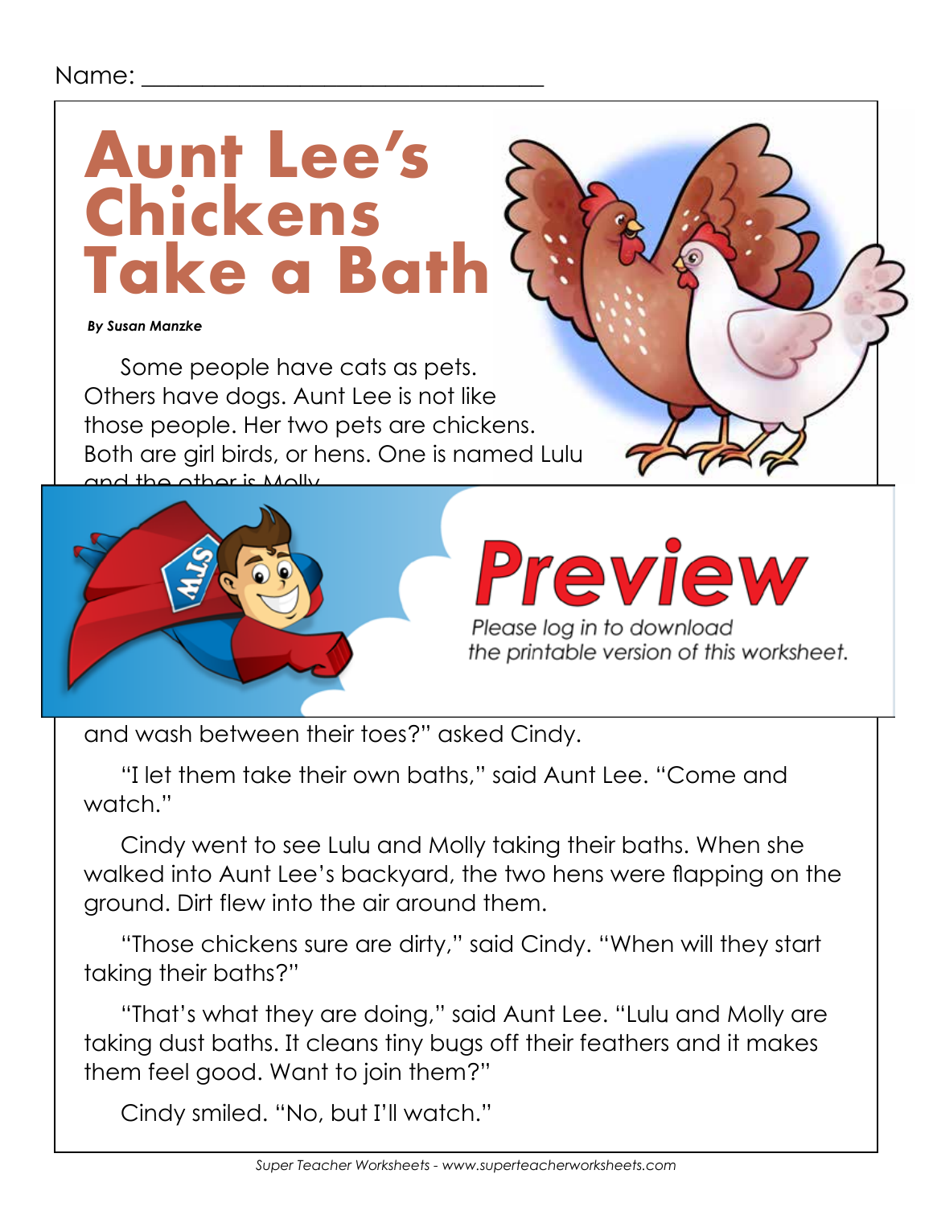Name: ______________________________

# Aunt Lee's Chickens Take a Bath

***By Susan Manzke***

Some people have cats as pets. Others have dogs. Aunt Lee is not like those people. Her two pets are chickens. Both are girl birds, or hens. One is named Lulu and the other is Molly.

Preview

Please log in to download the printable version of this worksheet.

and wash between their toes?" asked Cindy.

"I let them take their own baths," said Aunt Lee. "Come and watch."

Cindy went to see Lulu and Molly taking their baths. When she walked into Aunt Lee's backyard, the two hens were flapping on the ground. Dirt flew into the air around them.

"Those chickens sure are dirty," said Cindy. "When will they start taking their baths?"

"That's what they are doing," said Aunt Lee. "Lulu and Molly are taking dust baths. It cleans tiny bugs off their feathers and it makes them feel good. Want to join them?"

Cindy smiled. "No, but I'll watch."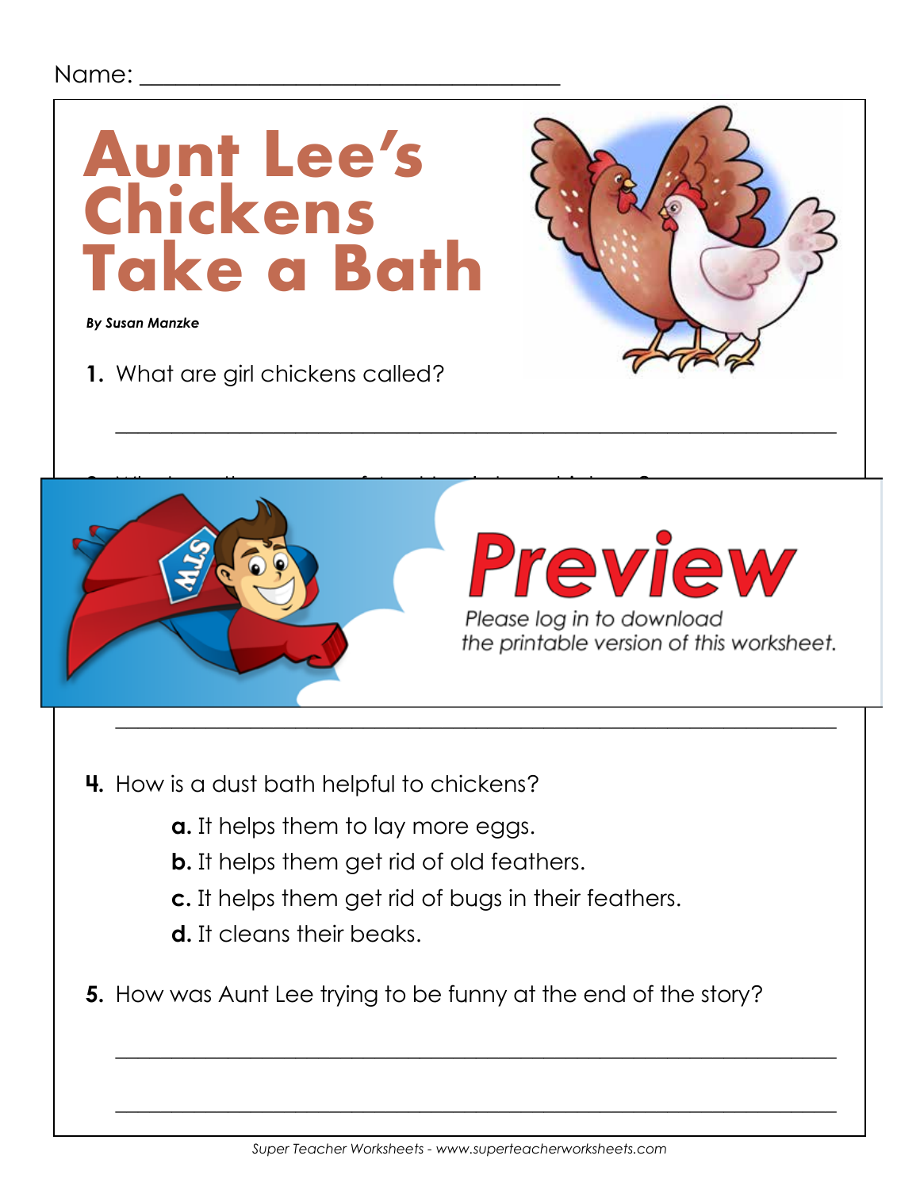Name: ___________________________________

# Aunt Lee's Chickens Take a Bath

***By Susan Manzke***

**1.** What are girl chickens called?

_______________________________________________________________

Preview

Please log in to download the printable version of this worksheet.

_______________________________________________________________

**4.** How is a dust bath helpful to chickens?

- **a.** It helps them to lay more eggs.
- **b.** It helps them get rid of old feathers.
- **c.** It helps them get rid of bugs in their feathers.
- **d.** It cleans their beaks.

**5.** How was Aunt Lee trying to be funny at the end of the story?

_______________________________________________________________

_______________________________________________________________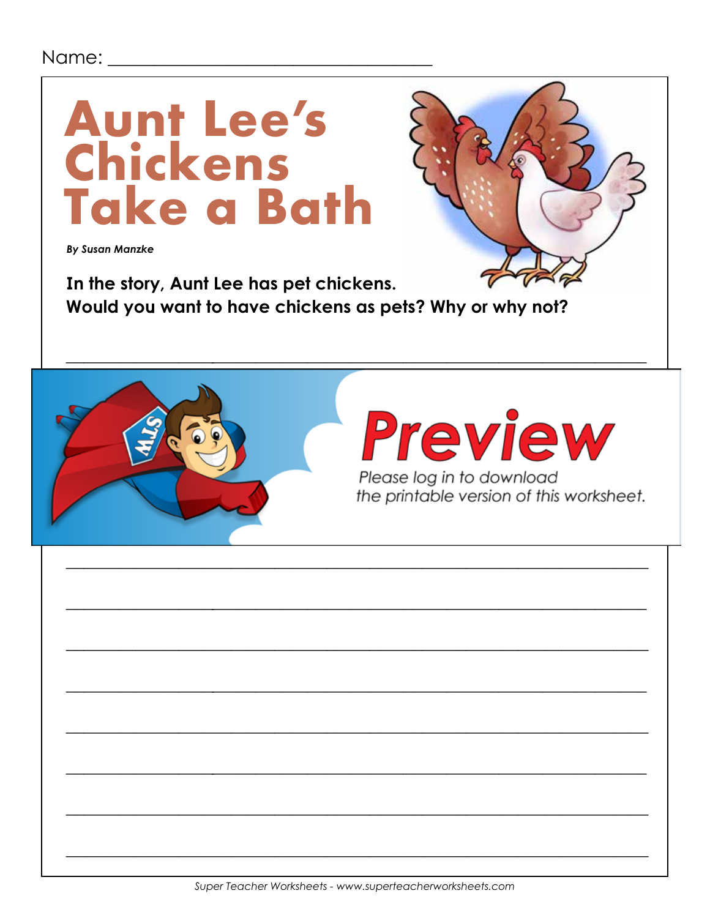Name: ___________________________

# Aunt Lee's Chickens Take a Bath

***By Susan Manzke***

**In the story, Aunt Lee has pet chickens.**
**Would you want to have chickens as pets? Why or why not?**

___________________________________________________________

# Preview

*Please log in to download the printable version of this worksheet.*

___________________________________________________________

___________________________________________________________

___________________________________________________________

___________________________________________________________

___________________________________________________________

___________________________________________________________

___________________________________________________________

___________________________________________________________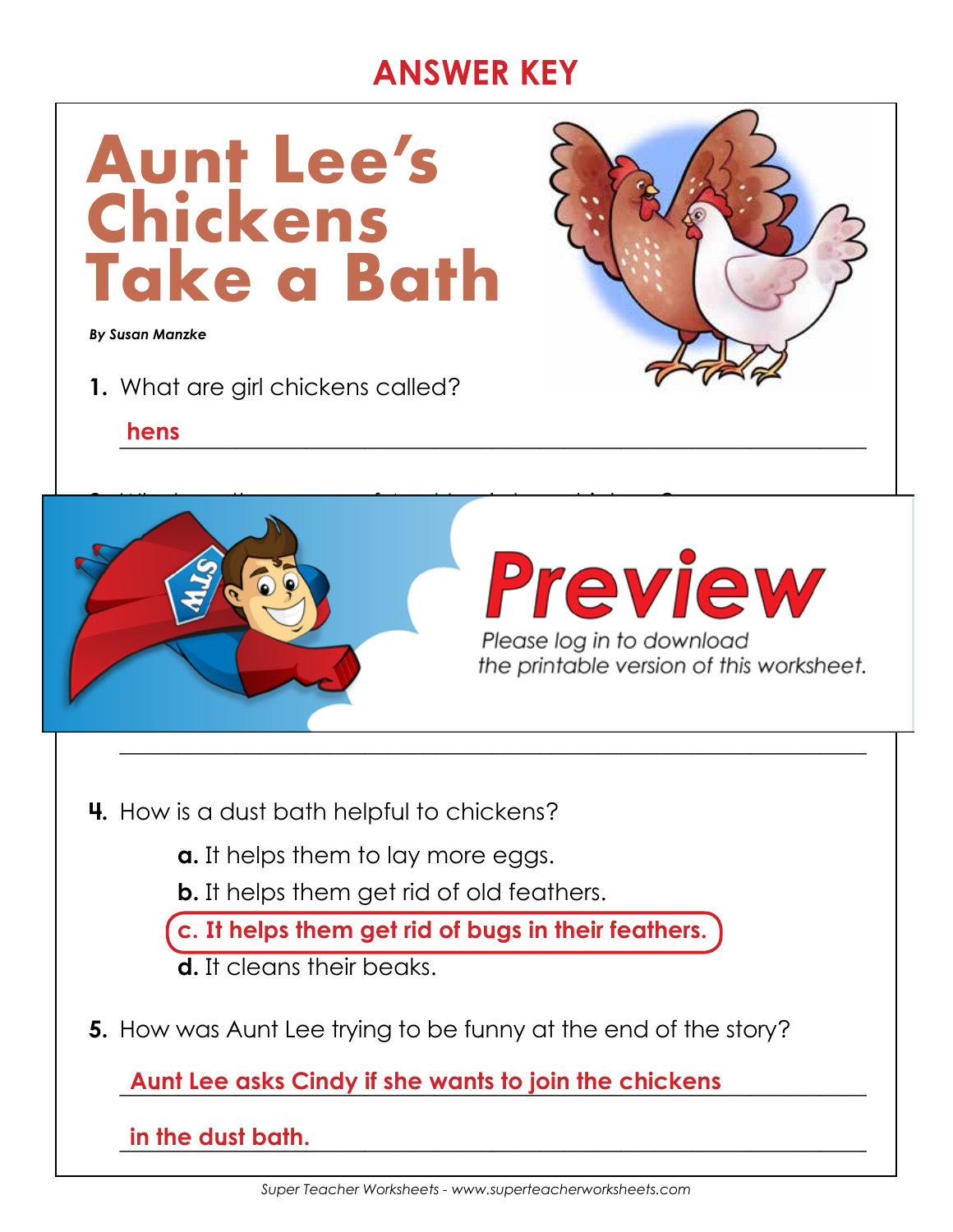ANSWER KEY

# Aunt Lee's Chickens Take a Bath

***By Susan Manzke***

1. What are girl chickens called?

   **hens**

Preview

Please log in to download the printable version of this worksheet.

4. How is a dust bath helpful to chickens?

   **a.** It helps them to lay more eggs.

   **b.** It helps them get rid of old feathers.

   **c. It helps them get rid of bugs in their feathers.**

   **d.** It cleans their beaks.

5. How was Aunt Lee trying to be funny at the end of the story?

   **Aunt Lee asks Cindy if she wants to join the chickens in the dust bath.**

*Super Teacher Worksheets - www.superteacherworksheets.com*